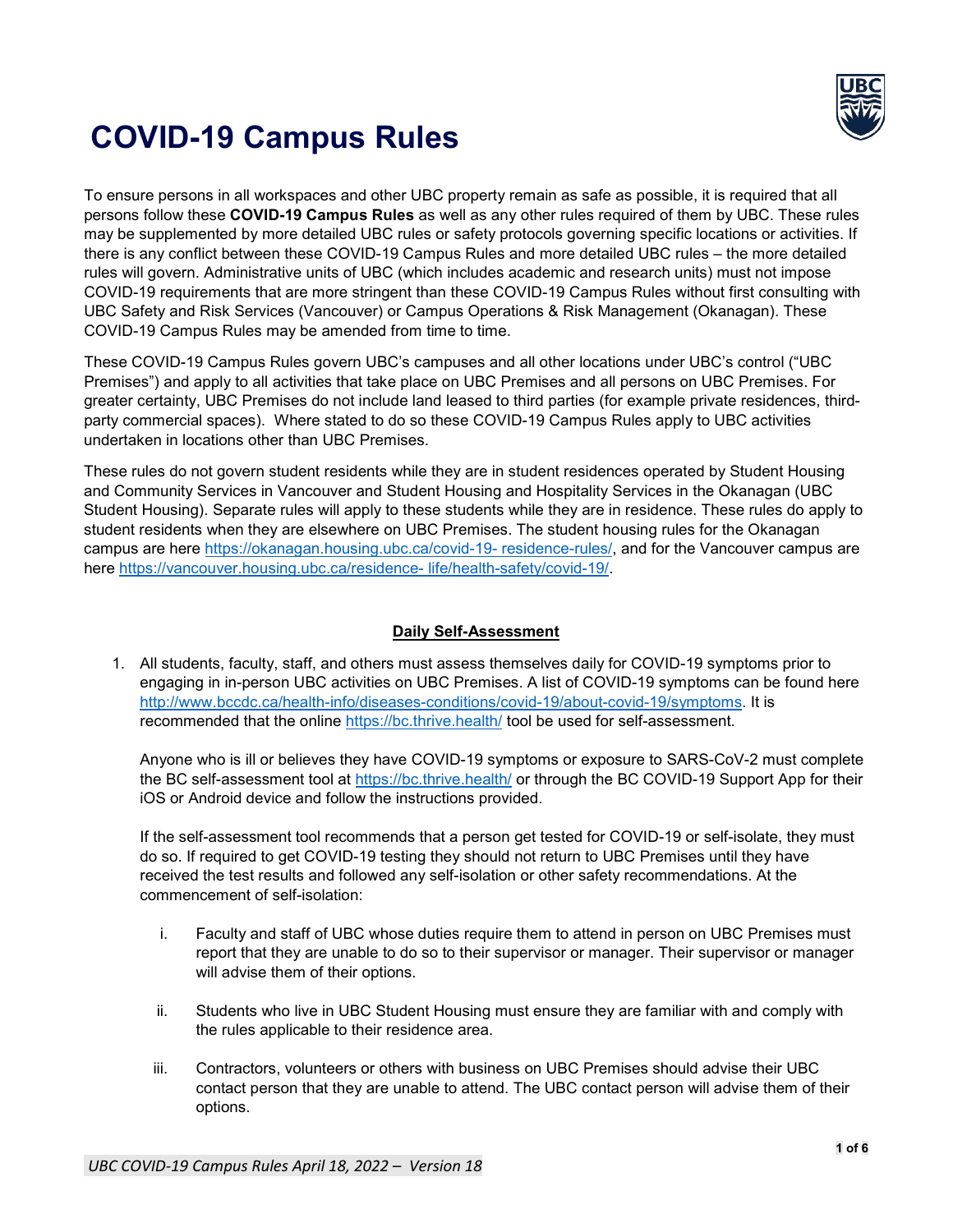# COVID-19 Campus Rules

To ensure persons in all workspaces and other UBC property remain as safe as possible, it is required that all persons follow these **COVID-19 Campus Rules** as well as any other rules required of them by UBC. These rules may be supplemented by more detailed UBC rules or safety protocols governing specific locations or activities. If there is any conflict between these COVID-19 Campus Rules and more detailed UBC rules – the more detailed rules will govern. Administrative units of UBC (which includes academic and research units) must not impose COVID-19 requirements that are more stringent than these COVID-19 Campus Rules without first consulting with UBC Safety and Risk Services (Vancouver) or Campus Operations & Risk Management (Okanagan). These COVID-19 Campus Rules may be amended from time to time.

These COVID-19 Campus Rules govern UBC's campuses and all other locations under UBC's control ("UBC Premises") and apply to all activities that take place on UBC Premises and all persons on UBC Premises. For greater certainty, UBC Premises do not include land leased to third parties (for example private residences, third-party commercial spaces). Where stated to do so these COVID-19 Campus Rules apply to UBC activities undertaken in locations other than UBC Premises.

These rules do not govern student residents while they are in student residences operated by Student Housing and Community Services in Vancouver and Student Housing and Hospitality Services in the Okanagan (UBC Student Housing). Separate rules will apply to these students while they are in residence. These rules do apply to student residents when they are elsewhere on UBC Premises. The student housing rules for the Okanagan campus are here https://okanagan.housing.ubc.ca/covid-19- residence-rules/, and for the Vancouver campus are here https://vancouver.housing.ubc.ca/residence- life/health-safety/covid-19/.

## Daily Self-Assessment

1. All students, faculty, staff, and others must assess themselves daily for COVID-19 symptoms prior to engaging in in-person UBC activities on UBC Premises. A list of COVID-19 symptoms can be found here http://www.bccdc.ca/health-info/diseases-conditions/covid-19/about-covid-19/symptoms. It is recommended that the online https://bc.thrive.health/ tool be used for self-assessment.

   Anyone who is ill or believes they have COVID-19 symptoms or exposure to SARS-CoV-2 must complete the BC self-assessment tool at https://bc.thrive.health/ or through the BC COVID-19 Support App for their iOS or Android device and follow the instructions provided.

   If the self-assessment tool recommends that a person get tested for COVID-19 or self-isolate, they must do so. If required to get COVID-19 testing they should not return to UBC Premises until they have received the test results and followed any self-isolation or other safety recommendations. At the commencement of self-isolation:

   i. Faculty and staff of UBC whose duties require them to attend in person on UBC Premises must report that they are unable to do so to their supervisor or manager. Their supervisor or manager will advise them of their options.

   ii. Students who live in UBC Student Housing must ensure they are familiar with and comply with the rules applicable to their residence area.

   iii. Contractors, volunteers or others with business on UBC Premises should advise their UBC contact person that they are unable to attend. The UBC contact person will advise them of their options.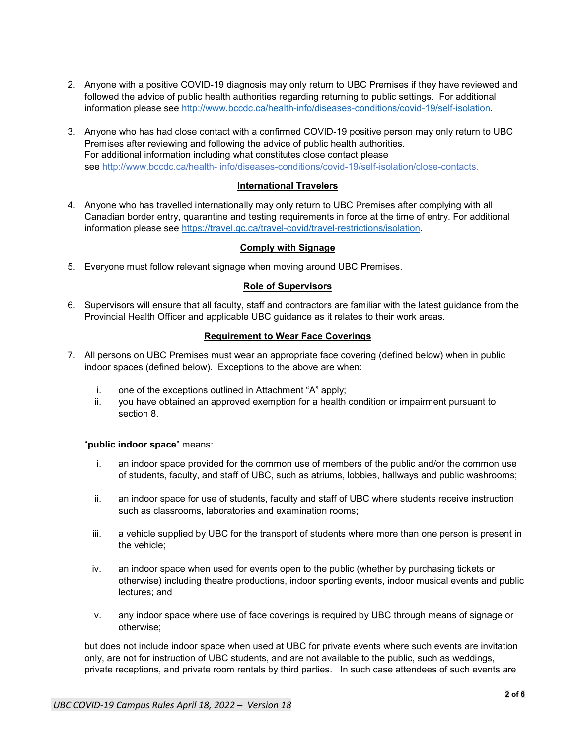2. Anyone with a positive COVID-19 diagnosis may only return to UBC Premises if they have reviewed and followed the advice of public health authorities regarding returning to public settings. For additional information please see http://www.bccdc.ca/health-info/diseases-conditions/covid-19/self-isolation.

3. Anyone who has had close contact with a confirmed COVID-19 positive person may only return to UBC Premises after reviewing and following the advice of public health authorities.
For additional information including what constitutes close contact please see http://www.bccdc.ca/health- info/diseases-conditions/covid-19/self-isolation/close-contacts.

**International Travelers**

4. Anyone who has travelled internationally may only return to UBC Premises after complying with all Canadian border entry, quarantine and testing requirements in force at the time of entry. For additional information please see https://travel.gc.ca/travel-covid/travel-restrictions/isolation.

**Comply with Signage**

5. Everyone must follow relevant signage when moving around UBC Premises.

**Role of Supervisors**

6. Supervisors will ensure that all faculty, staff and contractors are familiar with the latest guidance from the Provincial Health Officer and applicable UBC guidance as it relates to their work areas.

**Requirement to Wear Face Coverings**

7. All persons on UBC Premises must wear an appropriate face covering (defined below) when in public indoor spaces (defined below). Exceptions to the above are when:

   i. one of the exceptions outlined in Attachment “A” apply;
   ii. you have obtained an approved exemption for a health condition or impairment pursuant to section 8.

   “**public indoor space**” means:

   i. an indoor space provided for the common use of members of the public and/or the common use of students, faculty, and staff of UBC, such as atriums, lobbies, hallways and public washrooms;

   ii. an indoor space for use of students, faculty and staff of UBC where students receive instruction such as classrooms, laboratories and examination rooms;

   iii. a vehicle supplied by UBC for the transport of students where more than one person is present in the vehicle;

   iv. an indoor space when used for events open to the public (whether by purchasing tickets or otherwise) including theatre productions, indoor sporting events, indoor musical events and public lectures; and

   v. any indoor space where use of face coverings is required by UBC through means of signage or otherwise;

   but does not include indoor space when used at UBC for private events where such events are invitation only, are not for instruction of UBC students, and are not available to the public, such as weddings, private receptions, and private room rentals by third parties. In such case attendees of such events are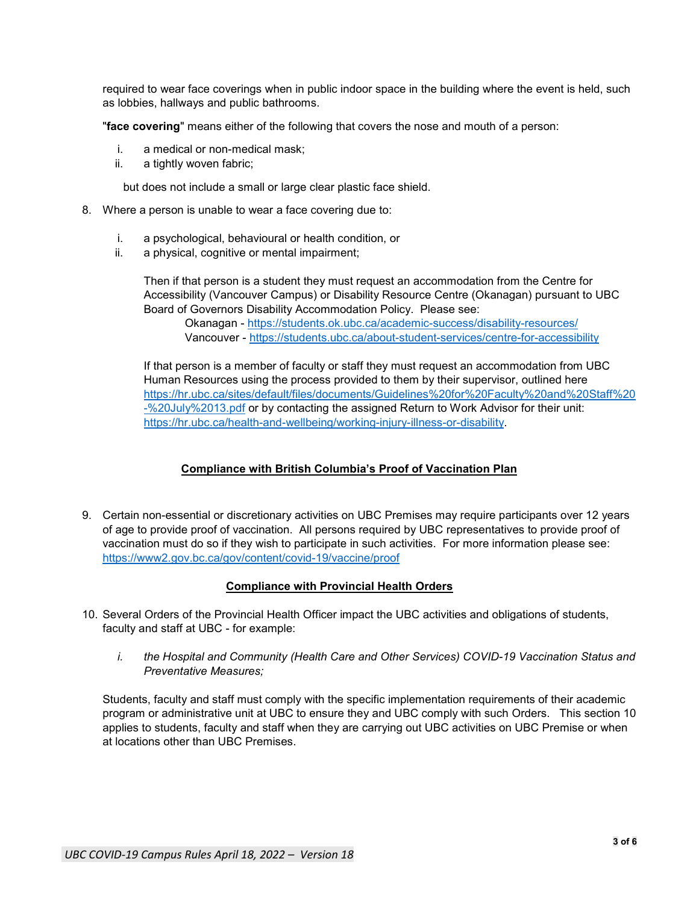required to wear face coverings when in public indoor space in the building where the event is held, such as lobbies, hallways and public bathrooms.

"**face covering**" means either of the following that covers the nose and mouth of a person:

i. a medical or non-medical mask;
ii. a tightly woven fabric;

but does not include a small or large clear plastic face shield.

8. Where a person is unable to wear a face covering due to:

   i. a psychological, behavioural or health condition, or
   ii. a physical, cognitive or mental impairment;

   Then if that person is a student they must request an accommodation from the Centre for Accessibility (Vancouver Campus) or Disability Resource Centre (Okanagan) pursuant to UBC Board of Governors Disability Accommodation Policy. Please see:

   Okanagan - https://students.ok.ubc.ca/academic-success/disability-resources/
   Vancouver - https://students.ubc.ca/about-student-services/centre-for-accessibility

   If that person is a member of faculty or staff they must request an accommodation from UBC Human Resources using the process provided to them by their supervisor, outlined here https://hr.ubc.ca/sites/default/files/documents/Guidelines%20for%20Faculty%20and%20Staff%20-%20July%2013.pdf or by contacting the assigned Return to Work Advisor for their unit: https://hr.ubc.ca/health-and-wellbeing/working-injury-illness-or-disability.

## Compliance with British Columbia's Proof of Vaccination Plan

9. Certain non-essential or discretionary activities on UBC Premises may require participants over 12 years of age to provide proof of vaccination. All persons required by UBC representatives to provide proof of vaccination must do so if they wish to participate in such activities. For more information please see: https://www2.gov.bc.ca/gov/content/covid-19/vaccine/proof

## Compliance with Provincial Health Orders

10. Several Orders of the Provincial Health Officer impact the UBC activities and obligations of students, faculty and staff at UBC - for example:

    i. *the Hospital and Community (Health Care and Other Services) COVID-19 Vaccination Status and Preventative Measures;*

    Students, faculty and staff must comply with the specific implementation requirements of their academic program or administrative unit at UBC to ensure they and UBC comply with such Orders. This section 10 applies to students, faculty and staff when they are carrying out UBC activities on UBC Premise or when at locations other than UBC Premises.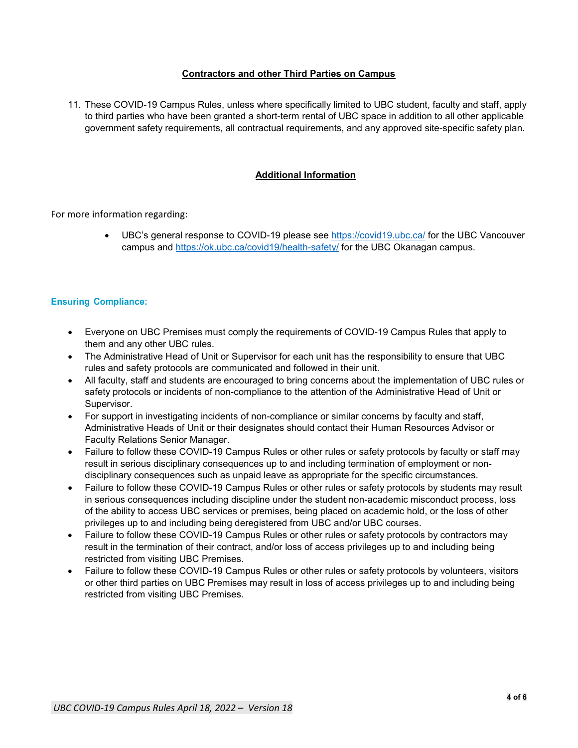## Contractors and other Third Parties on Campus

11. These COVID-19 Campus Rules, unless where specifically limited to UBC student, faculty and staff, apply to third parties who have been granted a short-term rental of UBC space in addition to all other applicable government safety requirements, all contractual requirements, and any approved site-specific safety plan.

## Additional Information

For more information regarding:

- UBC's general response to COVID-19 please see https://covid19.ubc.ca/ for the UBC Vancouver campus and https://ok.ubc.ca/covid19/health-safety/ for the UBC Okanagan campus.

### Ensuring Compliance:

- Everyone on UBC Premises must comply the requirements of COVID-19 Campus Rules that apply to them and any other UBC rules.
- The Administrative Head of Unit or Supervisor for each unit has the responsibility to ensure that UBC rules and safety protocols are communicated and followed in their unit.
- All faculty, staff and students are encouraged to bring concerns about the implementation of UBC rules or safety protocols or incidents of non-compliance to the attention of the Administrative Head of Unit or Supervisor.
- For support in investigating incidents of non-compliance or similar concerns by faculty and staff, Administrative Heads of Unit or their designates should contact their Human Resources Advisor or Faculty Relations Senior Manager.
- Failure to follow these COVID-19 Campus Rules or other rules or safety protocols by faculty or staff may result in serious disciplinary consequences up to and including termination of employment or non-disciplinary consequences such as unpaid leave as appropriate for the specific circumstances.
- Failure to follow these COVID-19 Campus Rules or other rules or safety protocols by students may result in serious consequences including discipline under the student non-academic misconduct process, loss of the ability to access UBC services or premises, being placed on academic hold, or the loss of other privileges up to and including being deregistered from UBC and/or UBC courses.
- Failure to follow these COVID-19 Campus Rules or other rules or safety protocols by contractors may result in the termination of their contract, and/or loss of access privileges up to and including being restricted from visiting UBC Premises.
- Failure to follow these COVID-19 Campus Rules or other rules or safety protocols by volunteers, visitors or other third parties on UBC Premises may result in loss of access privileges up to and including being restricted from visiting UBC Premises.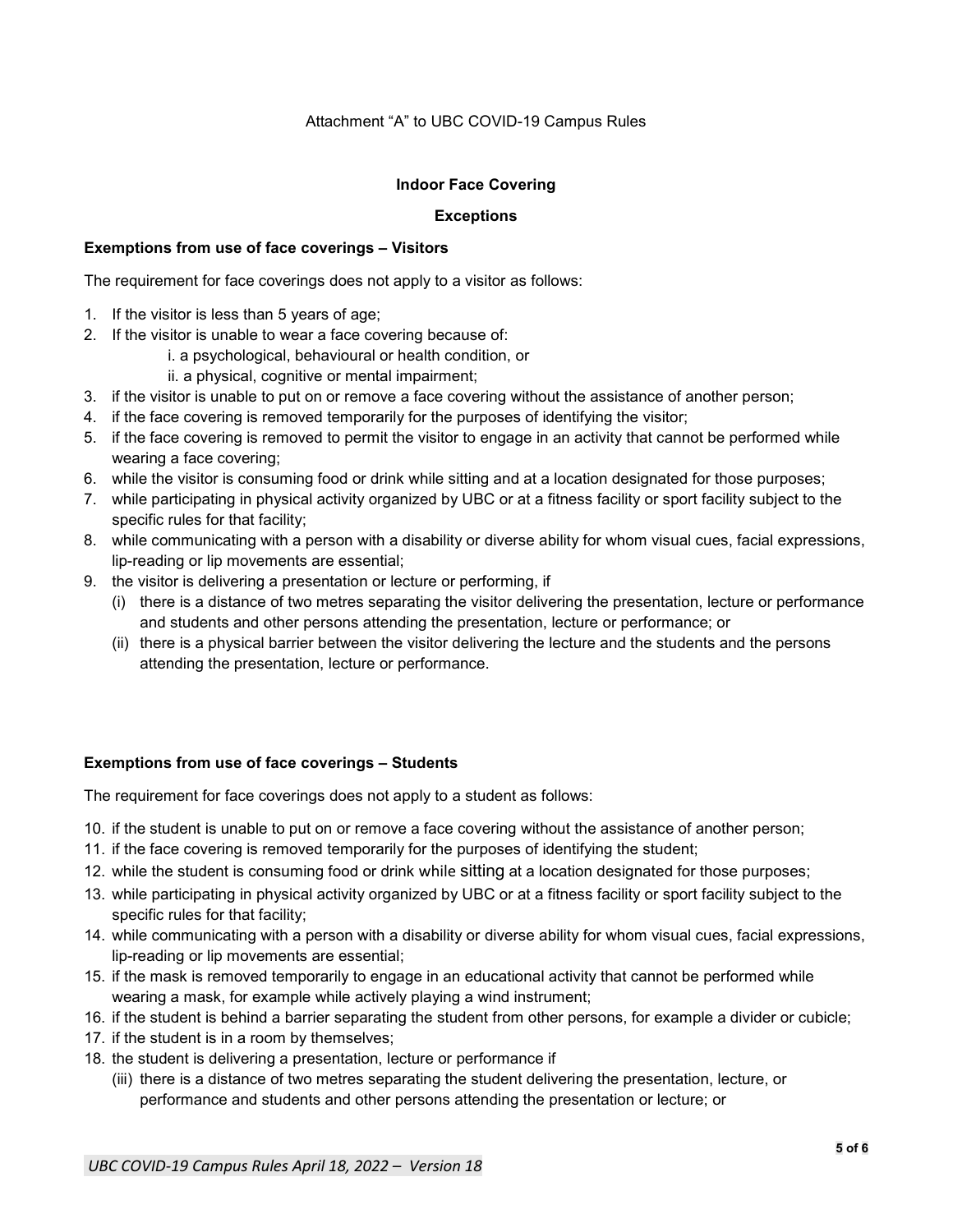Attachment “A” to UBC COVID-19 Campus Rules

## Indoor Face Covering

### Exceptions

**Exemptions from use of face coverings – Visitors**

The requirement for face coverings does not apply to a visitor as follows:

1. If the visitor is less than 5 years of age;
2. If the visitor is unable to wear a face covering because of:
   i. a psychological, behavioural or health condition, or
   ii. a physical, cognitive or mental impairment;
3. if the visitor is unable to put on or remove a face covering without the assistance of another person;
4. if the face covering is removed temporarily for the purposes of identifying the visitor;
5. if the face covering is removed to permit the visitor to engage in an activity that cannot be performed while wearing a face covering;
6. while the visitor is consuming food or drink while sitting and at a location designated for those purposes;
7. while participating in physical activity organized by UBC or at a fitness facility or sport facility subject to the specific rules for that facility;
8. while communicating with a person with a disability or diverse ability for whom visual cues, facial expressions, lip-reading or lip movements are essential;
9. the visitor is delivering a presentation or lecture or performing, if
   (i) there is a distance of two metres separating the visitor delivering the presentation, lecture or performance and students and other persons attending the presentation, lecture or performance; or
   (ii) there is a physical barrier between the visitor delivering the lecture and the students and the persons attending the presentation, lecture or performance.

**Exemptions from use of face coverings – Students**

The requirement for face coverings does not apply to a student as follows:

10. if the student is unable to put on or remove a face covering without the assistance of another person;
11. if the face covering is removed temporarily for the purposes of identifying the student;
12. while the student is consuming food or drink while sitting at a location designated for those purposes;
13. while participating in physical activity organized by UBC or at a fitness facility or sport facility subject to the specific rules for that facility;
14. while communicating with a person with a disability or diverse ability for whom visual cues, facial expressions, lip-reading or lip movements are essential;
15. if the mask is removed temporarily to engage in an educational activity that cannot be performed while wearing a mask, for example while actively playing a wind instrument;
16. if the student is behind a barrier separating the student from other persons, for example a divider or cubicle;
17. if the student is in a room by themselves;
18. the student is delivering a presentation, lecture or performance if
    (iii) there is a distance of two metres separating the student delivering the presentation, lecture, or performance and students and other persons attending the presentation or lecture; or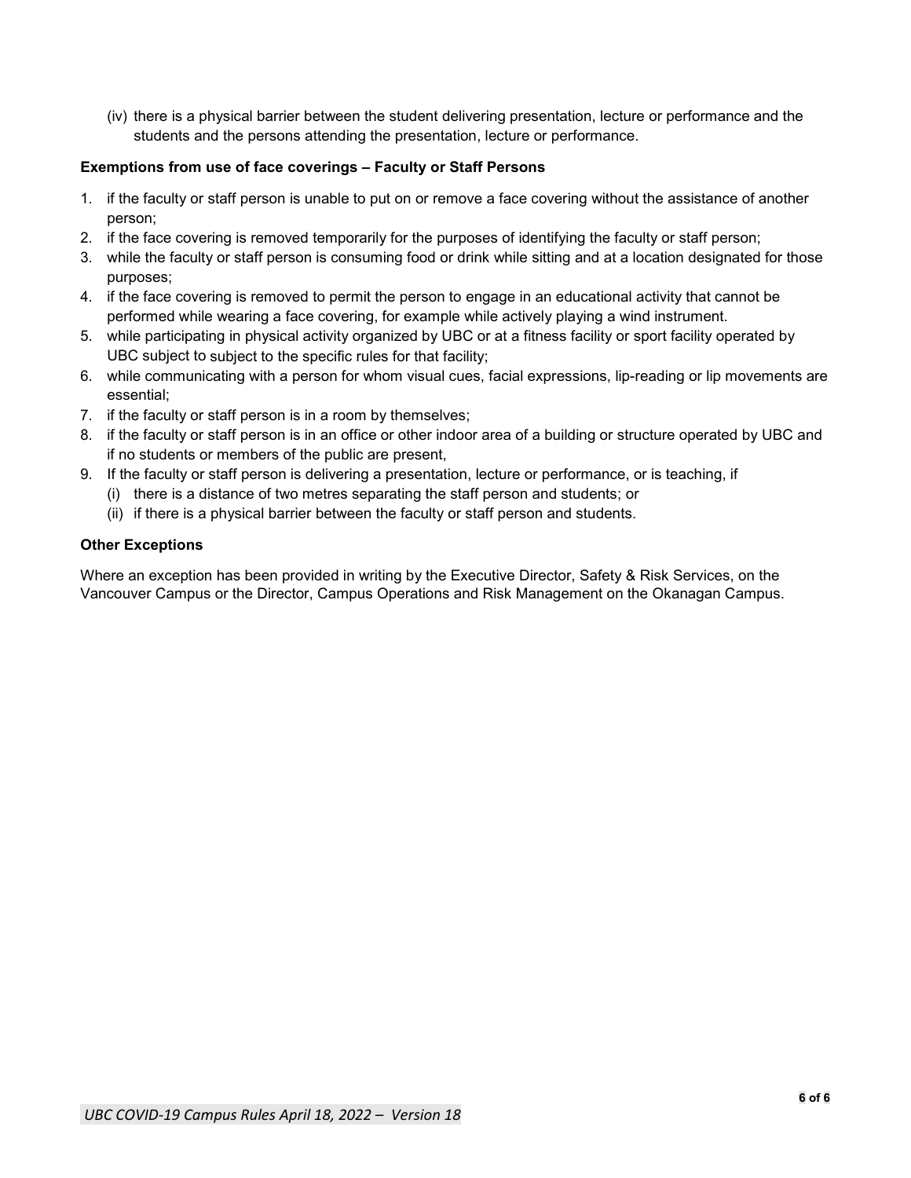(iv) there is a physical barrier between the student delivering presentation, lecture or performance and the students and the persons attending the presentation, lecture or performance.

**Exemptions from use of face coverings – Faculty or Staff Persons**

1. if the faculty or staff person is unable to put on or remove a face covering without the assistance of another person;
2. if the face covering is removed temporarily for the purposes of identifying the faculty or staff person;
3. while the faculty or staff person is consuming food or drink while sitting and at a location designated for those purposes;
4. if the face covering is removed to permit the person to engage in an educational activity that cannot be performed while wearing a face covering, for example while actively playing a wind instrument.
5. while participating in physical activity organized by UBC or at a fitness facility or sport facility operated by UBC subject to subject to the specific rules for that facility;
6. while communicating with a person for whom visual cues, facial expressions, lip-reading or lip movements are essential;
7. if the faculty or staff person is in a room by themselves;
8. if the faculty or staff person is in an office or other indoor area of a building or structure operated by UBC and if no students or members of the public are present,
9. If the faculty or staff person is delivering a presentation, lecture or performance, or is teaching, if
   (i) there is a distance of two metres separating the staff person and students; or
   (ii) if there is a physical barrier between the faculty or staff person and students.

**Other Exceptions**

Where an exception has been provided in writing by the Executive Director, Safety & Risk Services, on the Vancouver Campus or the Director, Campus Operations and Risk Management on the Okanagan Campus.